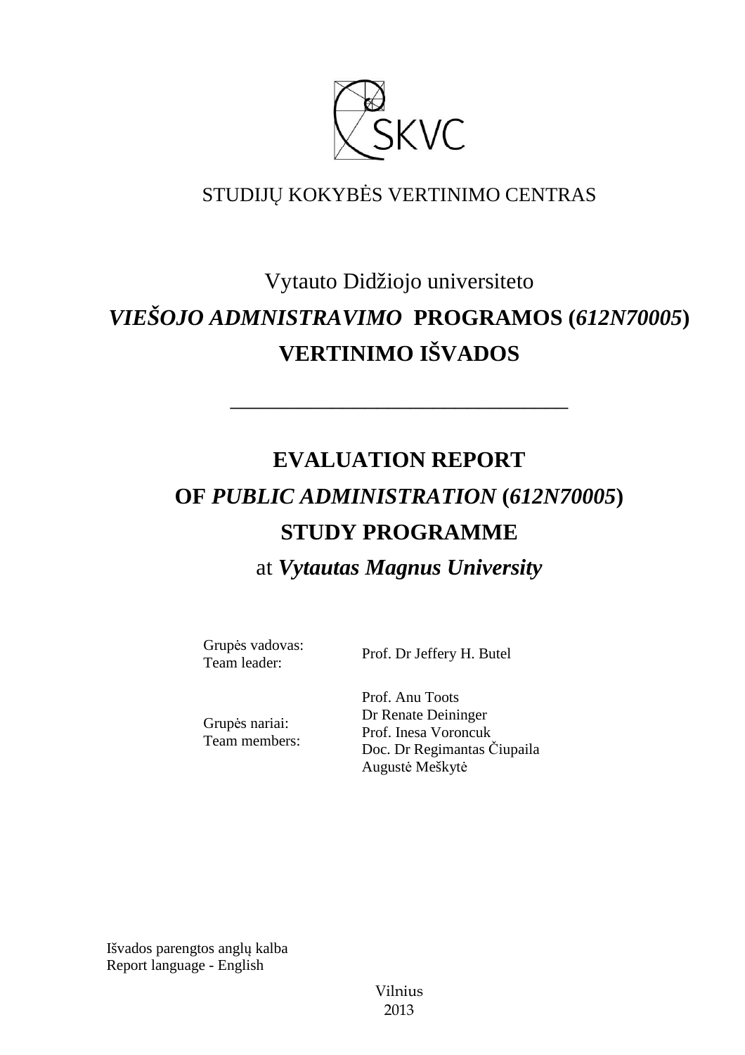STUDIJŲ KOKYBĖS VERTINIMO CENTRAS

# Vytauto Didžiojo universiteto

# *VIEŠOJO ADMNISTRAVIMO* PROGRAMOS (*612N70005*) VERTINIMO IŠVADOS

---

# EVALUATION REPORT OF *PUBLIC ADMINISTRATION* (*612N70005*) STUDY PROGRAMME

## at *Vytautas Magnus University*

| | |
|---|---|
| Grupės vadovas:<br>Team leader: | Prof. Dr Jeffery H. Butel |
| Grupės nariai:<br>Team members: | Prof. Anu Toots<br>Dr Renate Deininger<br>Prof. Inesa Voroncuk<br>Doc. Dr Regimantas Čiupaila<br>Augustė Meškytė |

Išvados parengtos anglų kalba
Report language - English

Vilnius
2013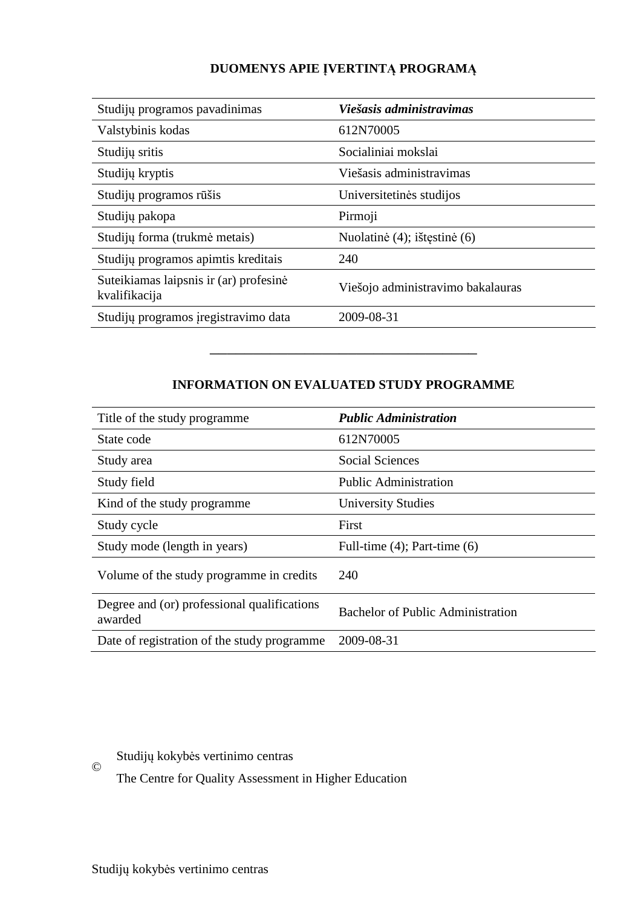## DUOMENYS APIE ĮVERTINTĄ PROGRAMĄ

| | |
|---|---|
| Studijų programos pavadinimas | ***Viešasis administravimas*** |
| Valstybinis kodas | 612N70005 |
| Studijų sritis | Socialiniai mokslai |
| Studijų kryptis | Viešasis administravimas |
| Studijų programos rūšis | Universitetinės studijos |
| Studijų pakopa | Pirmoji |
| Studijų forma (trukmė metais) | Nuolatinė (4); ištęstinė (6) |
| Studijų programos apimtis kreditais | 240 |
| Suteikiamas laipsnis ir (ar) profesinė kvalifikacija | Viešojo administravimo bakalauras |
| Studijų programos įregistravimo data | 2009-08-31 |

---

## INFORMATION ON EVALUATED STUDY PROGRAMME

| | |
|---|---|
| Title of the study programme | ***Public Administration*** |
| State code | 612N70005 |
| Study area | Social Sciences |
| Study field | Public Administration |
| Kind of the study programme | University Studies |
| Study cycle | First |
| Study mode (length in years) | Full-time (4); Part-time (6) |
| Volume of the study programme in credits | 240 |
| Degree and (or) professional qualifications awarded | Bachelor of Public Administration |
| Date of registration of the study programme | 2009-08-31 |

© Studijų kokybės vertinimo centras
The Centre for Quality Assessment in Higher Education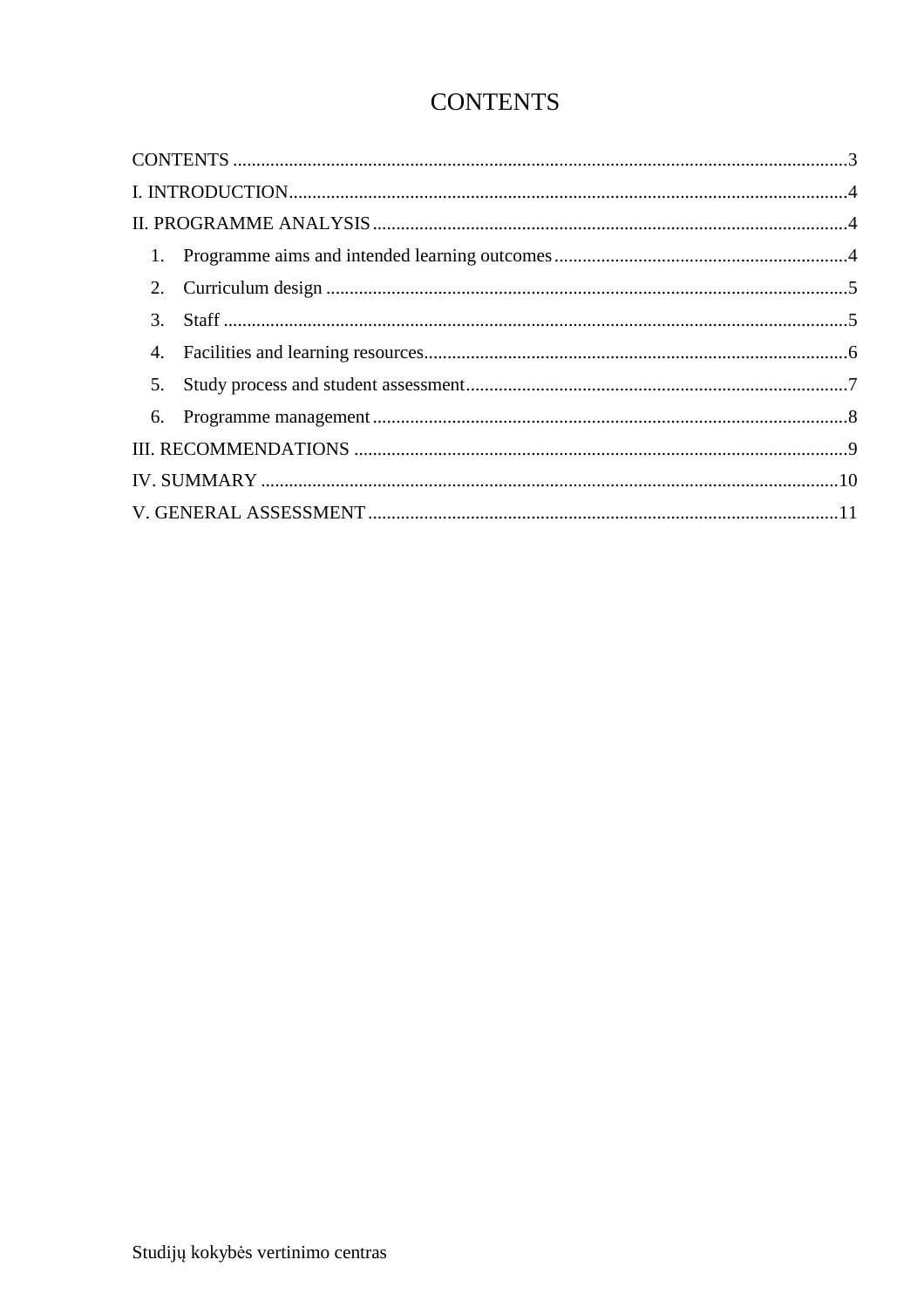# CONTENTS

CONTENTS ..... 3

I. INTRODUCTION ..... 4

II. PROGRAMME ANALYSIS ..... 4

1. Programme aims and intended learning outcomes ..... 4
2. Curriculum design ..... 5
3. Staff ..... 5
4. Facilities and learning resources ..... 6
5. Study process and student assessment ..... 7
6. Programme management ..... 8

III. RECOMMENDATIONS ..... 9

IV. SUMMARY ..... 10

V. GENERAL ASSESSMENT ..... 11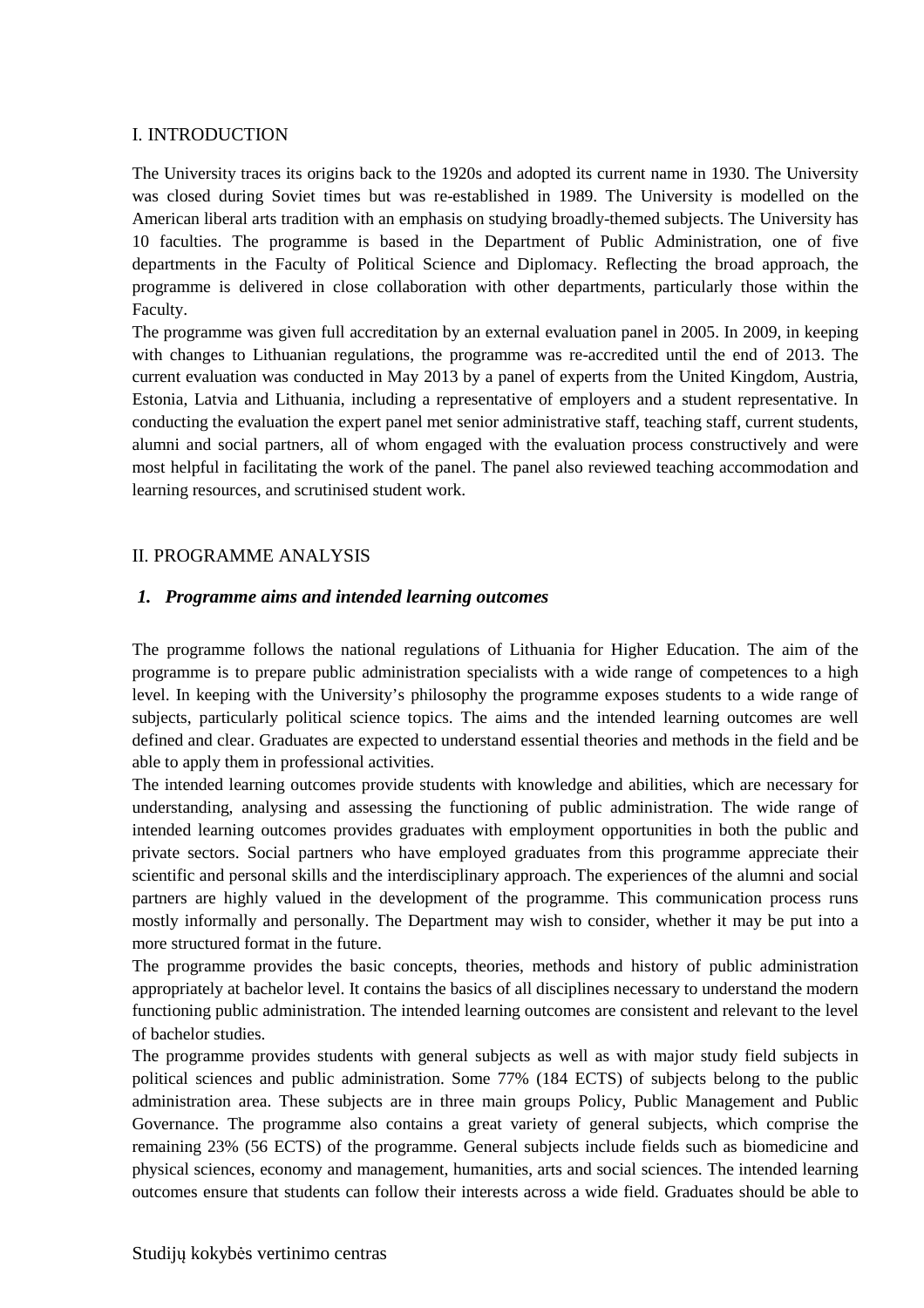## I. INTRODUCTION

The University traces its origins back to the 1920s and adopted its current name in 1930. The University was closed during Soviet times but was re-established in 1989. The University is modelled on the American liberal arts tradition with an emphasis on studying broadly-themed subjects. The University has 10 faculties. The programme is based in the Department of Public Administration, one of five departments in the Faculty of Political Science and Diplomacy. Reflecting the broad approach, the programme is delivered in close collaboration with other departments, particularly those within the Faculty.

The programme was given full accreditation by an external evaluation panel in 2005. In 2009, in keeping with changes to Lithuanian regulations, the programme was re-accredited until the end of 2013. The current evaluation was conducted in May 2013 by a panel of experts from the United Kingdom, Austria, Estonia, Latvia and Lithuania, including a representative of employers and a student representative. In conducting the evaluation the expert panel met senior administrative staff, teaching staff, current students, alumni and social partners, all of whom engaged with the evaluation process constructively and were most helpful in facilitating the work of the panel. The panel also reviewed teaching accommodation and learning resources, and scrutinised student work.

## II. PROGRAMME ANALYSIS

### *1. Programme aims and intended learning outcomes*

The programme follows the national regulations of Lithuania for Higher Education. The aim of the programme is to prepare public administration specialists with a wide range of competences to a high level. In keeping with the University's philosophy the programme exposes students to a wide range of subjects, particularly political science topics. The aims and the intended learning outcomes are well defined and clear. Graduates are expected to understand essential theories and methods in the field and be able to apply them in professional activities.

The intended learning outcomes provide students with knowledge and abilities, which are necessary for understanding, analysing and assessing the functioning of public administration. The wide range of intended learning outcomes provides graduates with employment opportunities in both the public and private sectors. Social partners who have employed graduates from this programme appreciate their scientific and personal skills and the interdisciplinary approach. The experiences of the alumni and social partners are highly valued in the development of the programme. This communication process runs mostly informally and personally. The Department may wish to consider, whether it may be put into a more structured format in the future.

The programme provides the basic concepts, theories, methods and history of public administration appropriately at bachelor level. It contains the basics of all disciplines necessary to understand the modern functioning public administration. The intended learning outcomes are consistent and relevant to the level of bachelor studies.

The programme provides students with general subjects as well as with major study field subjects in political sciences and public administration. Some 77% (184 ECTS) of subjects belong to the public administration area. These subjects are in three main groups Policy, Public Management and Public Governance. The programme also contains a great variety of general subjects, which comprise the remaining 23% (56 ECTS) of the programme. General subjects include fields such as biomedicine and physical sciences, economy and management, humanities, arts and social sciences. The intended learning outcomes ensure that students can follow their interests across a wide field. Graduates should be able to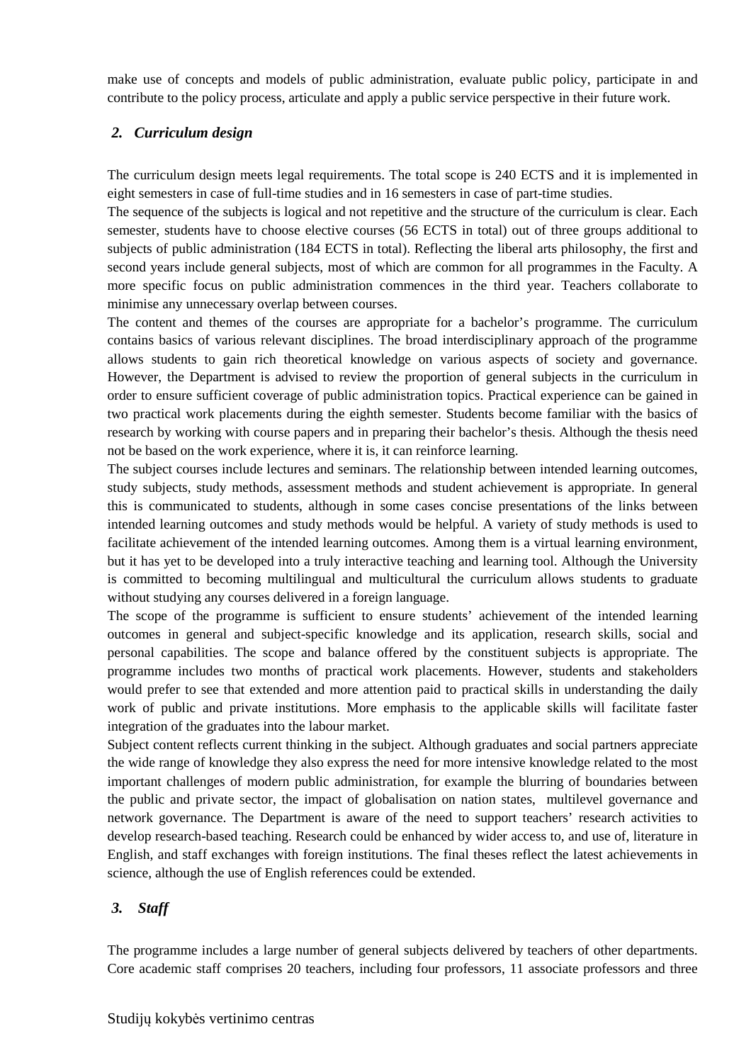make use of concepts and models of public administration, evaluate public policy, participate in and contribute to the policy process, articulate and apply a public service perspective in their future work.

## *2. Curriculum design*

The curriculum design meets legal requirements. The total scope is 240 ECTS and it is implemented in eight semesters in case of full-time studies and in 16 semesters in case of part-time studies.

The sequence of the subjects is logical and not repetitive and the structure of the curriculum is clear. Each semester, students have to choose elective courses (56 ECTS in total) out of three groups additional to subjects of public administration (184 ECTS in total). Reflecting the liberal arts philosophy, the first and second years include general subjects, most of which are common for all programmes in the Faculty. A more specific focus on public administration commences in the third year. Teachers collaborate to minimise any unnecessary overlap between courses.

The content and themes of the courses are appropriate for a bachelor's programme. The curriculum contains basics of various relevant disciplines. The broad interdisciplinary approach of the programme allows students to gain rich theoretical knowledge on various aspects of society and governance. However, the Department is advised to review the proportion of general subjects in the curriculum in order to ensure sufficient coverage of public administration topics. Practical experience can be gained in two practical work placements during the eighth semester. Students become familiar with the basics of research by working with course papers and in preparing their bachelor's thesis. Although the thesis need not be based on the work experience, where it is, it can reinforce learning.

The subject courses include lectures and seminars. The relationship between intended learning outcomes, study subjects, study methods, assessment methods and student achievement is appropriate. In general this is communicated to students, although in some cases concise presentations of the links between intended learning outcomes and study methods would be helpful. A variety of study methods is used to facilitate achievement of the intended learning outcomes. Among them is a virtual learning environment, but it has yet to be developed into a truly interactive teaching and learning tool. Although the University is committed to becoming multilingual and multicultural the curriculum allows students to graduate without studying any courses delivered in a foreign language.

The scope of the programme is sufficient to ensure students' achievement of the intended learning outcomes in general and subject-specific knowledge and its application, research skills, social and personal capabilities. The scope and balance offered by the constituent subjects is appropriate. The programme includes two months of practical work placements. However, students and stakeholders would prefer to see that extended and more attention paid to practical skills in understanding the daily work of public and private institutions. More emphasis to the applicable skills will facilitate faster integration of the graduates into the labour market.

Subject content reflects current thinking in the subject. Although graduates and social partners appreciate the wide range of knowledge they also express the need for more intensive knowledge related to the most important challenges of modern public administration, for example the blurring of boundaries between the public and private sector, the impact of globalisation on nation states, multilevel governance and network governance. The Department is aware of the need to support teachers' research activities to develop research-based teaching. Research could be enhanced by wider access to, and use of, literature in English, and staff exchanges with foreign institutions. The final theses reflect the latest achievements in science, although the use of English references could be extended.

## *3. Staff*

The programme includes a large number of general subjects delivered by teachers of other departments. Core academic staff comprises 20 teachers, including four professors, 11 associate professors and three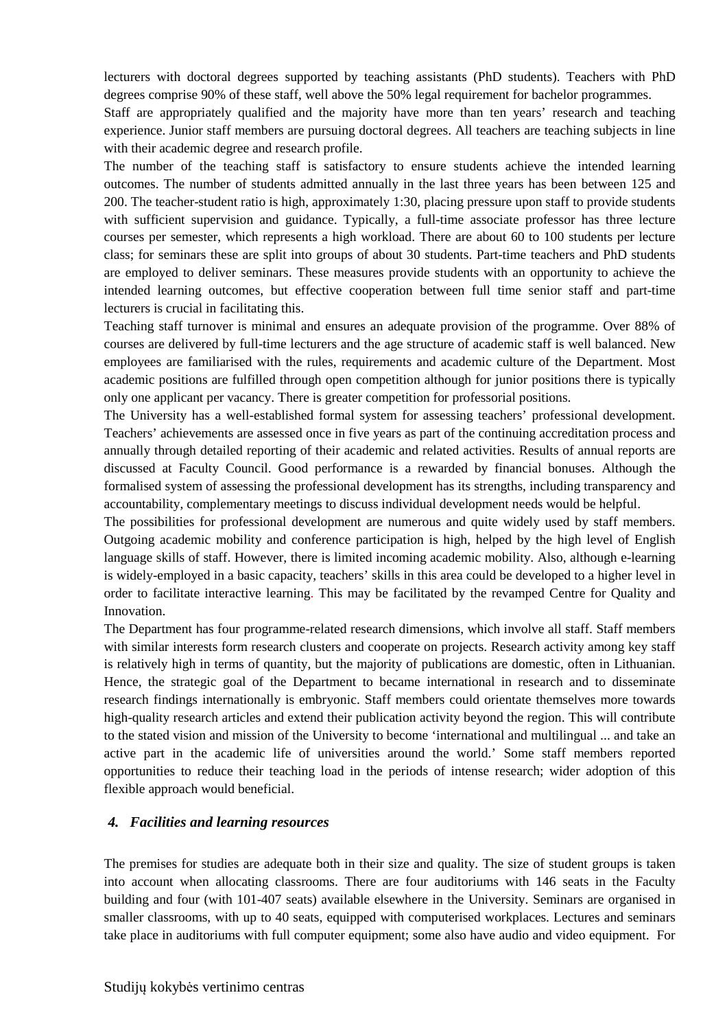lecturers with doctoral degrees supported by teaching assistants (PhD students). Teachers with PhD degrees comprise 90% of these staff, well above the 50% legal requirement for bachelor programmes.

Staff are appropriately qualified and the majority have more than ten years' research and teaching experience. Junior staff members are pursuing doctoral degrees. All teachers are teaching subjects in line with their academic degree and research profile.

The number of the teaching staff is satisfactory to ensure students achieve the intended learning outcomes. The number of students admitted annually in the last three years has been between 125 and 200. The teacher-student ratio is high, approximately 1:30, placing pressure upon staff to provide students with sufficient supervision and guidance. Typically, a full-time associate professor has three lecture courses per semester, which represents a high workload. There are about 60 to 100 students per lecture class; for seminars these are split into groups of about 30 students. Part-time teachers and PhD students are employed to deliver seminars. These measures provide students with an opportunity to achieve the intended learning outcomes, but effective cooperation between full time senior staff and part-time lecturers is crucial in facilitating this.

Teaching staff turnover is minimal and ensures an adequate provision of the programme. Over 88% of courses are delivered by full-time lecturers and the age structure of academic staff is well balanced. New employees are familiarised with the rules, requirements and academic culture of the Department. Most academic positions are fulfilled through open competition although for junior positions there is typically only one applicant per vacancy. There is greater competition for professorial positions.

The University has a well-established formal system for assessing teachers' professional development. Teachers' achievements are assessed once in five years as part of the continuing accreditation process and annually through detailed reporting of their academic and related activities. Results of annual reports are discussed at Faculty Council. Good performance is a rewarded by financial bonuses. Although the formalised system of assessing the professional development has its strengths, including transparency and accountability, complementary meetings to discuss individual development needs would be helpful.

The possibilities for professional development are numerous and quite widely used by staff members. Outgoing academic mobility and conference participation is high, helped by the high level of English language skills of staff. However, there is limited incoming academic mobility. Also, although e-learning is widely-employed in a basic capacity, teachers' skills in this area could be developed to a higher level in order to facilitate interactive learning. This may be facilitated by the revamped Centre for Quality and Innovation.

The Department has four programme-related research dimensions, which involve all staff. Staff members with similar interests form research clusters and cooperate on projects. Research activity among key staff is relatively high in terms of quantity, but the majority of publications are domestic, often in Lithuanian. Hence, the strategic goal of the Department to became international in research and to disseminate research findings internationally is embryonic. Staff members could orientate themselves more towards high-quality research articles and extend their publication activity beyond the region. This will contribute to the stated vision and mission of the University to become 'international and multilingual ... and take an active part in the academic life of universities around the world.' Some staff members reported opportunities to reduce their teaching load in the periods of intense research; wider adoption of this flexible approach would beneficial.

### *4. Facilities and learning resources*

The premises for studies are adequate both in their size and quality. The size of student groups is taken into account when allocating classrooms. There are four auditoriums with 146 seats in the Faculty building and four (with 101-407 seats) available elsewhere in the University. Seminars are organised in smaller classrooms, with up to 40 seats, equipped with computerised workplaces. Lectures and seminars take place in auditoriums with full computer equipment; some also have audio and video equipment. For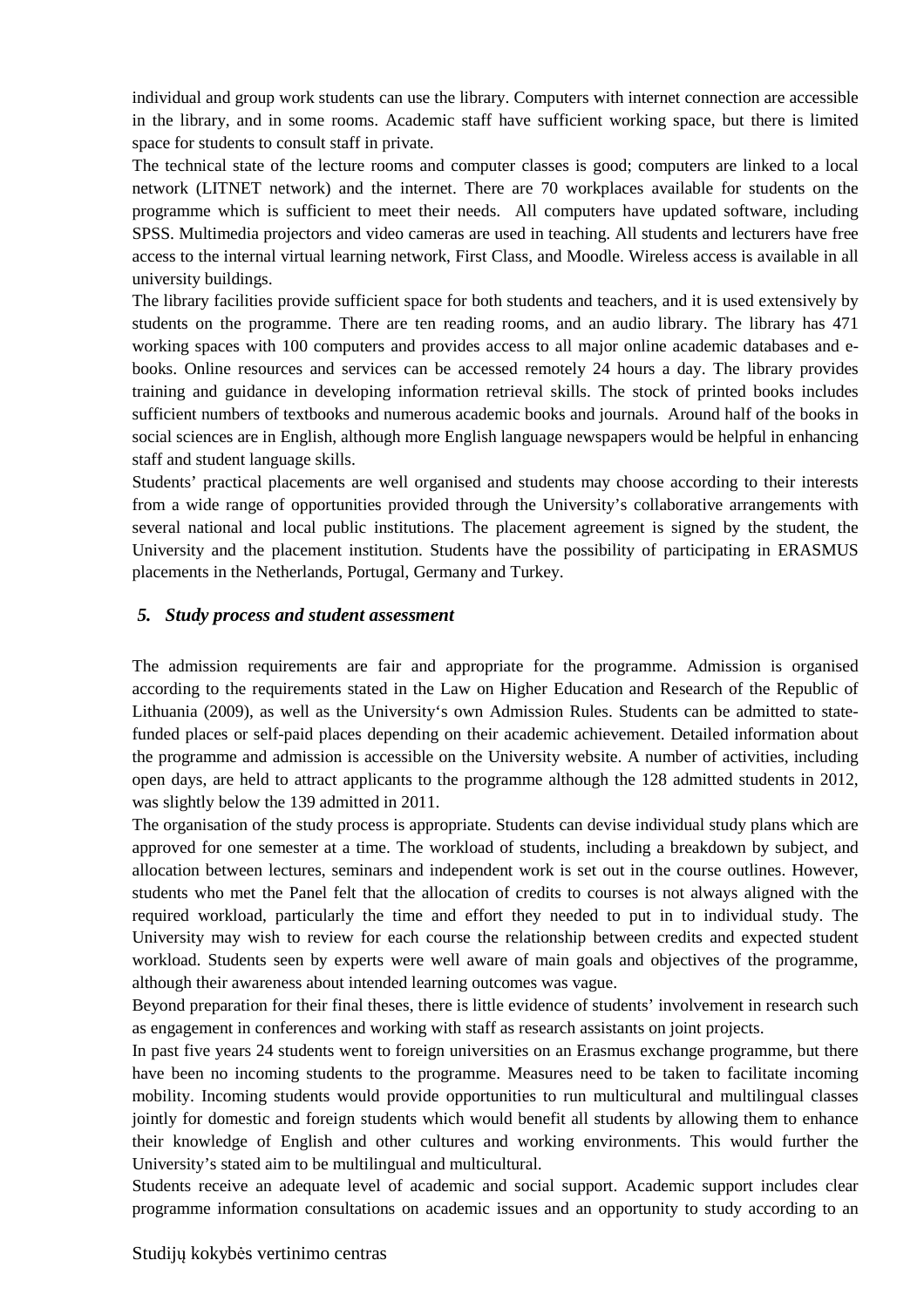individual and group work students can use the library. Computers with internet connection are accessible in the library, and in some rooms. Academic staff have sufficient working space, but there is limited space for students to consult staff in private.

The technical state of the lecture rooms and computer classes is good; computers are linked to a local network (LITNET network) and the internet. There are 70 workplaces available for students on the programme which is sufficient to meet their needs. All computers have updated software, including SPSS. Multimedia projectors and video cameras are used in teaching. All students and lecturers have free access to the internal virtual learning network, First Class, and Moodle. Wireless access is available in all university buildings.

The library facilities provide sufficient space for both students and teachers, and it is used extensively by students on the programme. There are ten reading rooms, and an audio library. The library has 471 working spaces with 100 computers and provides access to all major online academic databases and e-books. Online resources and services can be accessed remotely 24 hours a day. The library provides training and guidance in developing information retrieval skills. The stock of printed books includes sufficient numbers of textbooks and numerous academic books and journals. Around half of the books in social sciences are in English, although more English language newspapers would be helpful in enhancing staff and student language skills.

Students' practical placements are well organised and students may choose according to their interests from a wide range of opportunities provided through the University's collaborative arrangements with several national and local public institutions. The placement agreement is signed by the student, the University and the placement institution. Students have the possibility of participating in ERASMUS placements in the Netherlands, Portugal, Germany and Turkey.

### *5. Study process and student assessment*

The admission requirements are fair and appropriate for the programme. Admission is organised according to the requirements stated in the Law on Higher Education and Research of the Republic of Lithuania (2009), as well as the University's own Admission Rules. Students can be admitted to state-funded places or self-paid places depending on their academic achievement. Detailed information about the programme and admission is accessible on the University website. A number of activities, including open days, are held to attract applicants to the programme although the 128 admitted students in 2012, was slightly below the 139 admitted in 2011.

The organisation of the study process is appropriate. Students can devise individual study plans which are approved for one semester at a time. The workload of students, including a breakdown by subject, and allocation between lectures, seminars and independent work is set out in the course outlines. However, students who met the Panel felt that the allocation of credits to courses is not always aligned with the required workload, particularly the time and effort they needed to put in to individual study. The University may wish to review for each course the relationship between credits and expected student workload. Students seen by experts were well aware of main goals and objectives of the programme, although their awareness about intended learning outcomes was vague.

Beyond preparation for their final theses, there is little evidence of students' involvement in research such as engagement in conferences and working with staff as research assistants on joint projects.

In past five years 24 students went to foreign universities on an Erasmus exchange programme, but there have been no incoming students to the programme. Measures need to be taken to facilitate incoming mobility. Incoming students would provide opportunities to run multicultural and multilingual classes jointly for domestic and foreign students which would benefit all students by allowing them to enhance their knowledge of English and other cultures and working environments. This would further the University's stated aim to be multilingual and multicultural.

Students receive an adequate level of academic and social support. Academic support includes clear programme information consultations on academic issues and an opportunity to study according to an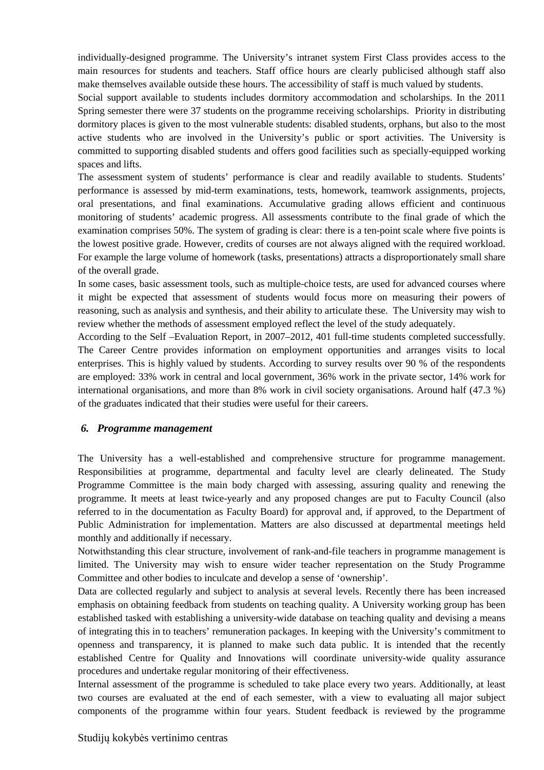individually-designed programme. The University's intranet system First Class provides access to the main resources for students and teachers. Staff office hours are clearly publicised although staff also make themselves available outside these hours. The accessibility of staff is much valued by students.

Social support available to students includes dormitory accommodation and scholarships. In the 2011 Spring semester there were 37 students on the programme receiving scholarships. Priority in distributing dormitory places is given to the most vulnerable students: disabled students, orphans, but also to the most active students who are involved in the University's public or sport activities. The University is committed to supporting disabled students and offers good facilities such as specially-equipped working spaces and lifts.

The assessment system of students' performance is clear and readily available to students. Students' performance is assessed by mid-term examinations, tests, homework, teamwork assignments, projects, oral presentations, and final examinations. Accumulative grading allows efficient and continuous monitoring of students' academic progress. All assessments contribute to the final grade of which the examination comprises 50%. The system of grading is clear: there is a ten-point scale where five points is the lowest positive grade. However, credits of courses are not always aligned with the required workload. For example the large volume of homework (tasks, presentations) attracts a disproportionately small share of the overall grade.

In some cases, basic assessment tools, such as multiple-choice tests, are used for advanced courses where it might be expected that assessment of students would focus more on measuring their powers of reasoning, such as analysis and synthesis, and their ability to articulate these. The University may wish to review whether the methods of assessment employed reflect the level of the study adequately.

According to the Self –Evaluation Report, in 2007–2012, 401 full-time students completed successfully. The Career Centre provides information on employment opportunities and arranges visits to local enterprises. This is highly valued by students. According to survey results over 90 % of the respondents are employed: 33% work in central and local government, 36% work in the private sector, 14% work for international organisations, and more than 8% work in civil society organisations. Around half (47.3 %) of the graduates indicated that their studies were useful for their careers.

### *6. Programme management*

The University has a well-established and comprehensive structure for programme management. Responsibilities at programme, departmental and faculty level are clearly delineated. The Study Programme Committee is the main body charged with assessing, assuring quality and renewing the programme. It meets at least twice-yearly and any proposed changes are put to Faculty Council (also referred to in the documentation as Faculty Board) for approval and, if approved, to the Department of Public Administration for implementation. Matters are also discussed at departmental meetings held monthly and additionally if necessary.

Notwithstanding this clear structure, involvement of rank-and-file teachers in programme management is limited. The University may wish to ensure wider teacher representation on the Study Programme Committee and other bodies to inculcate and develop a sense of 'ownership'.

Data are collected regularly and subject to analysis at several levels. Recently there has been increased emphasis on obtaining feedback from students on teaching quality. A University working group has been established tasked with establishing a university-wide database on teaching quality and devising a means of integrating this in to teachers' remuneration packages. In keeping with the University's commitment to openness and transparency, it is planned to make such data public. It is intended that the recently established Centre for Quality and Innovations will coordinate university-wide quality assurance procedures and undertake regular monitoring of their effectiveness.

Internal assessment of the programme is scheduled to take place every two years. Additionally, at least two courses are evaluated at the end of each semester, with a view to evaluating all major subject components of the programme within four years. Student feedback is reviewed by the programme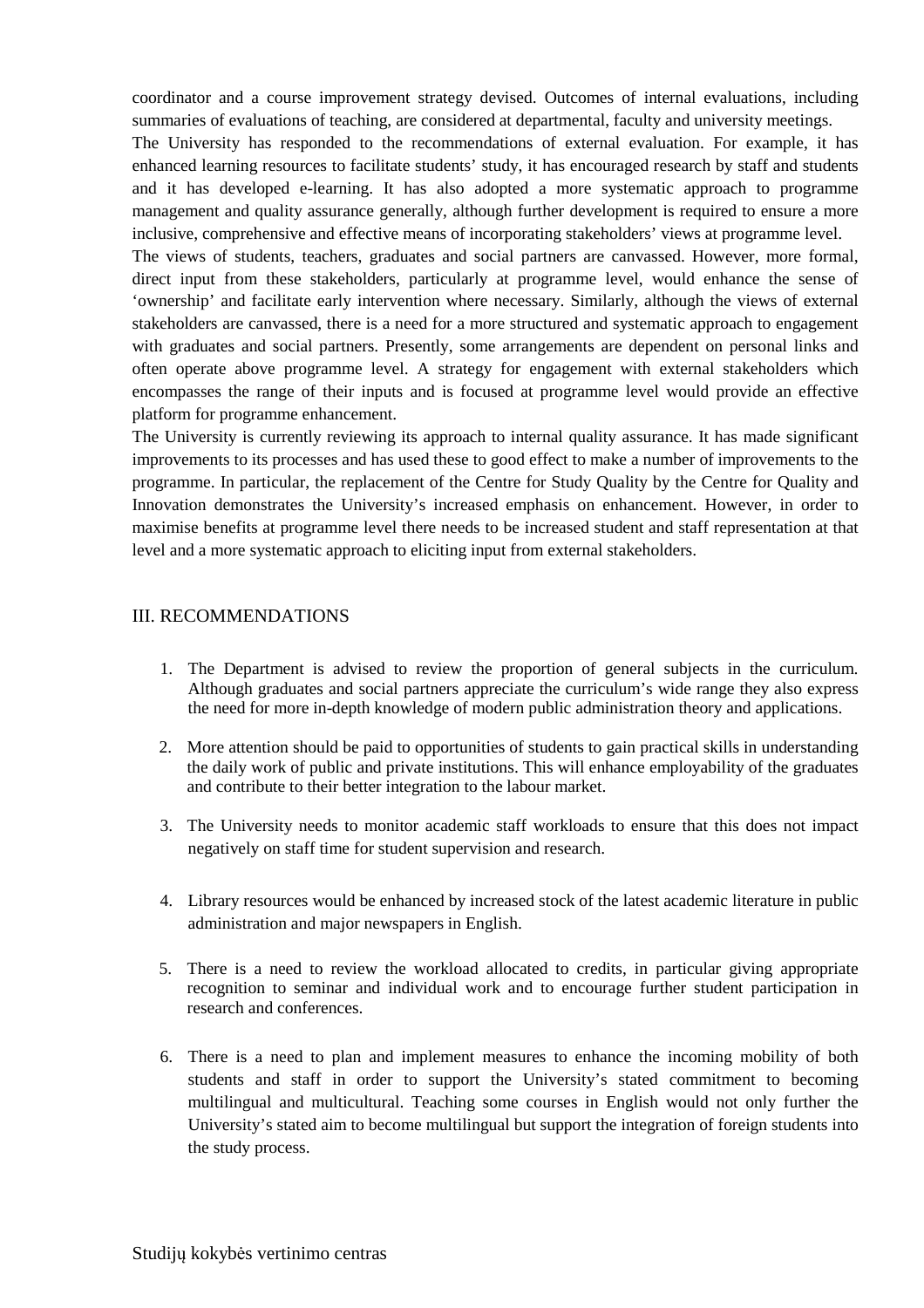coordinator and a course improvement strategy devised. Outcomes of internal evaluations, including summaries of evaluations of teaching, are considered at departmental, faculty and university meetings.

The University has responded to the recommendations of external evaluation. For example, it has enhanced learning resources to facilitate students' study, it has encouraged research by staff and students and it has developed e-learning. It has also adopted a more systematic approach to programme management and quality assurance generally, although further development is required to ensure a more inclusive, comprehensive and effective means of incorporating stakeholders' views at programme level.

The views of students, teachers, graduates and social partners are canvassed. However, more formal, direct input from these stakeholders, particularly at programme level, would enhance the sense of 'ownership' and facilitate early intervention where necessary. Similarly, although the views of external stakeholders are canvassed, there is a need for a more structured and systematic approach to engagement with graduates and social partners. Presently, some arrangements are dependent on personal links and often operate above programme level. A strategy for engagement with external stakeholders which encompasses the range of their inputs and is focused at programme level would provide an effective platform for programme enhancement.

The University is currently reviewing its approach to internal quality assurance. It has made significant improvements to its processes and has used these to good effect to make a number of improvements to the programme. In particular, the replacement of the Centre for Study Quality by the Centre for Quality and Innovation demonstrates the University's increased emphasis on enhancement. However, in order to maximise benefits at programme level there needs to be increased student and staff representation at that level and a more systematic approach to eliciting input from external stakeholders.

## III. RECOMMENDATIONS

1. The Department is advised to review the proportion of general subjects in the curriculum. Although graduates and social partners appreciate the curriculum's wide range they also express the need for more in-depth knowledge of modern public administration theory and applications.

2. More attention should be paid to opportunities of students to gain practical skills in understanding the daily work of public and private institutions. This will enhance employability of the graduates and contribute to their better integration to the labour market.

3. The University needs to monitor academic staff workloads to ensure that this does not impact negatively on staff time for student supervision and research.

4. Library resources would be enhanced by increased stock of the latest academic literature in public administration and major newspapers in English.

5. There is a need to review the workload allocated to credits, in particular giving appropriate recognition to seminar and individual work and to encourage further student participation in research and conferences.

6. There is a need to plan and implement measures to enhance the incoming mobility of both students and staff in order to support the University's stated commitment to becoming multilingual and multicultural. Teaching some courses in English would not only further the University's stated aim to become multilingual but support the integration of foreign students into the study process.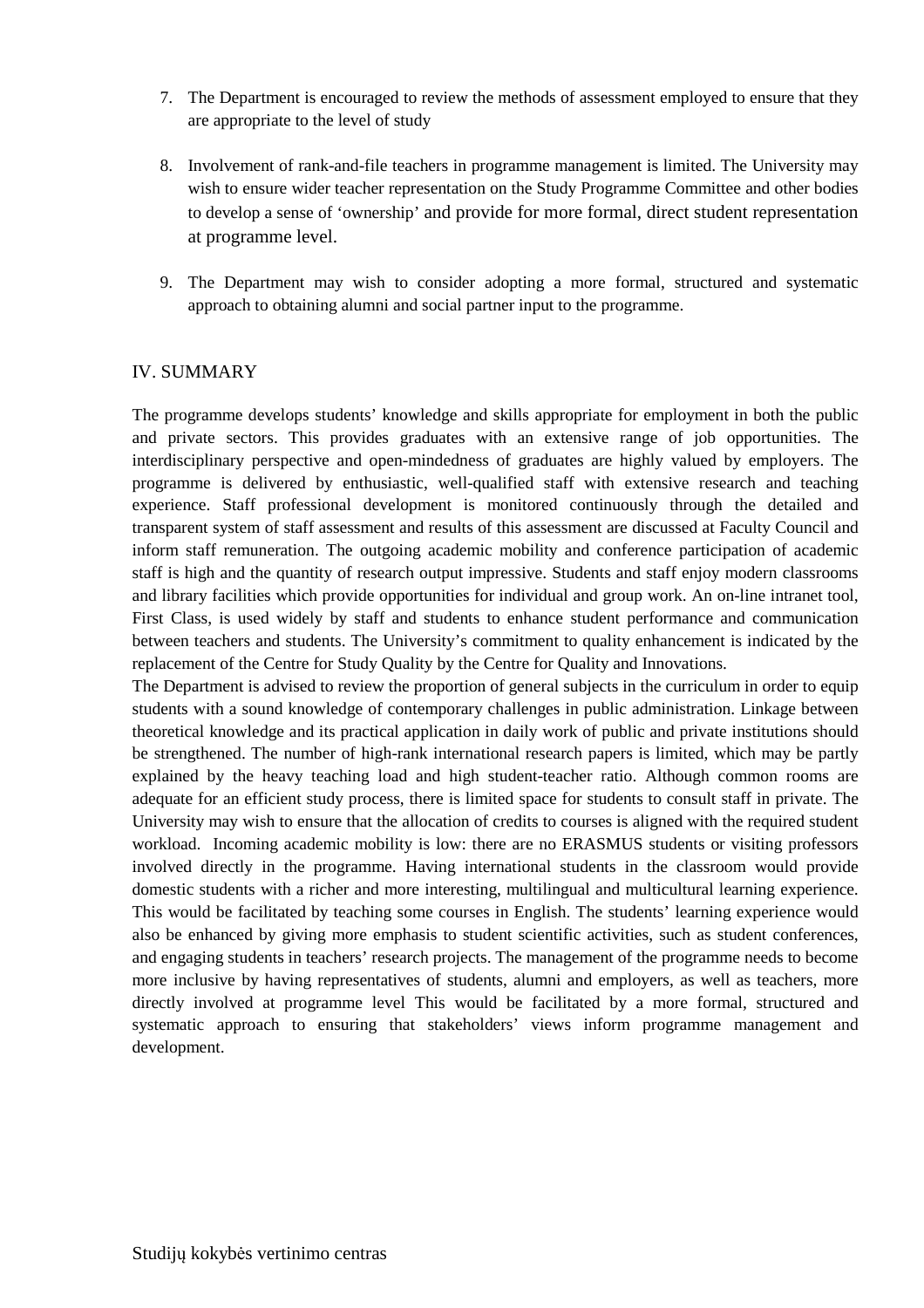7. The Department is encouraged to review the methods of assessment employed to ensure that they are appropriate to the level of study

8. Involvement of rank-and-file teachers in programme management is limited. The University may wish to ensure wider teacher representation on the Study Programme Committee and other bodies to develop a sense of 'ownership' and provide for more formal, direct student representation at programme level.

9. The Department may wish to consider adopting a more formal, structured and systematic approach to obtaining alumni and social partner input to the programme.

## IV. SUMMARY

The programme develops students' knowledge and skills appropriate for employment in both the public and private sectors. This provides graduates with an extensive range of job opportunities. The interdisciplinary perspective and open-mindedness of graduates are highly valued by employers. The programme is delivered by enthusiastic, well-qualified staff with extensive research and teaching experience. Staff professional development is monitored continuously through the detailed and transparent system of staff assessment and results of this assessment are discussed at Faculty Council and inform staff remuneration. The outgoing academic mobility and conference participation of academic staff is high and the quantity of research output impressive. Students and staff enjoy modern classrooms and library facilities which provide opportunities for individual and group work. An on-line intranet tool, First Class, is used widely by staff and students to enhance student performance and communication between teachers and students. The University's commitment to quality enhancement is indicated by the replacement of the Centre for Study Quality by the Centre for Quality and Innovations.

The Department is advised to review the proportion of general subjects in the curriculum in order to equip students with a sound knowledge of contemporary challenges in public administration. Linkage between theoretical knowledge and its practical application in daily work of public and private institutions should be strengthened. The number of high-rank international research papers is limited, which may be partly explained by the heavy teaching load and high student-teacher ratio. Although common rooms are adequate for an efficient study process, there is limited space for students to consult staff in private. The University may wish to ensure that the allocation of credits to courses is aligned with the required student workload. Incoming academic mobility is low: there are no ERASMUS students or visiting professors involved directly in the programme. Having international students in the classroom would provide domestic students with a richer and more interesting, multilingual and multicultural learning experience. This would be facilitated by teaching some courses in English. The students' learning experience would also be enhanced by giving more emphasis to student scientific activities, such as student conferences, and engaging students in teachers' research projects. The management of the programme needs to become more inclusive by having representatives of students, alumni and employers, as well as teachers, more directly involved at programme level This would be facilitated by a more formal, structured and systematic approach to ensuring that stakeholders' views inform programme management and development.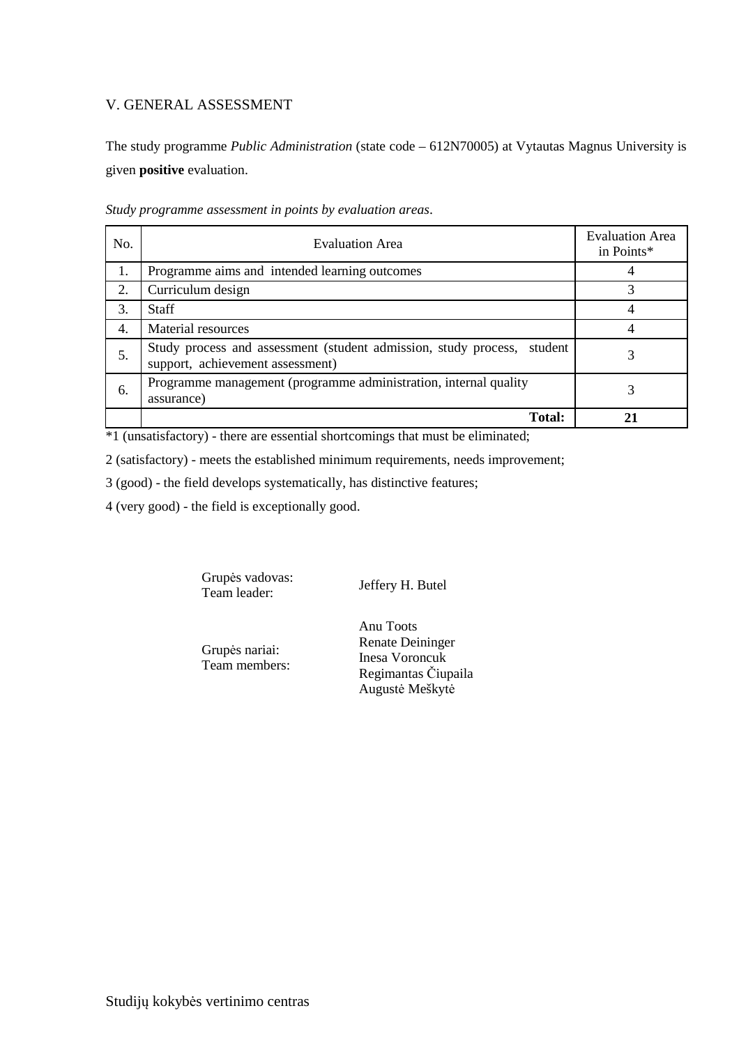## V. GENERAL ASSESSMENT

The study programme *Public Administration* (state code – 612N70005) at Vytautas Magnus University is given **positive** evaluation.

*Study programme assessment in points by evaluation areas*.

| No. | Evaluation Area | Evaluation Area in Points* |
|---|---|---|
| 1. | Programme aims and intended learning outcomes | 4 |
| 2. | Curriculum design | 3 |
| 3. | Staff | 4 |
| 4. | Material resources | 4 |
| 5. | Study process and assessment (student admission, study process, student support, achievement assessment) | 3 |
| 6. | Programme management (programme administration, internal quality assurance) | 3 |
| | **Total:** | **21** |

*1 (unsatisfactory) - there are essential shortcomings that must be eliminated;

2 (satisfactory) - meets the established minimum requirements, needs improvement;

3 (good) - the field develops systematically, has distinctive features;

4 (very good) - the field is exceptionally good.

| | |
|---|---|
| Grupės vadovas: Team leader: | Jeffery H. Butel |
| Grupės nariai: Team members: | Anu Toots<br>Renate Deininger<br>Inesa Voroncuk<br>Regimantas Čiupaila<br>Augustė Meškytė |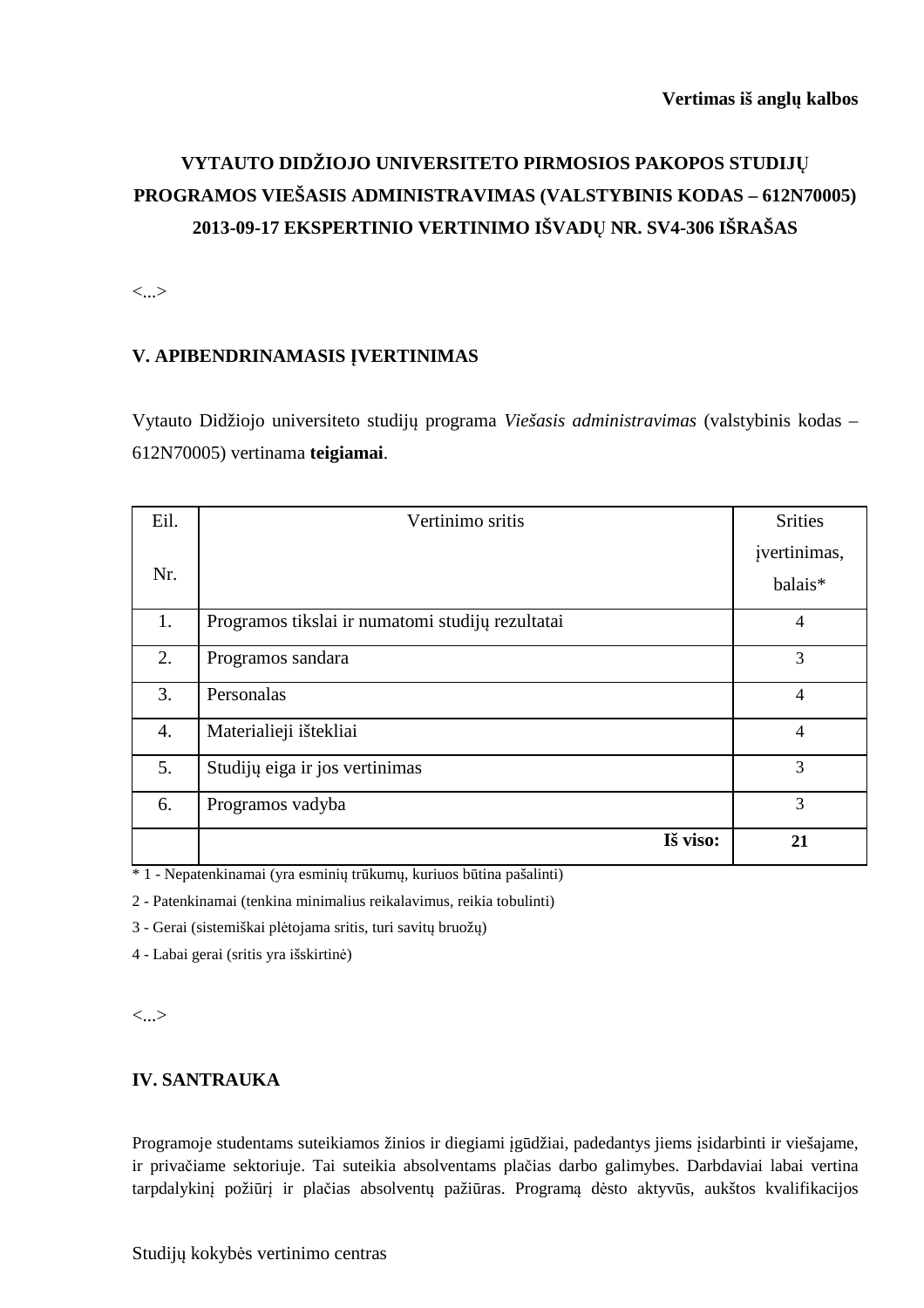**Vertimas iš anglų kalbos**

**VYTAUTO DIDŽIOJO UNIVERSITETO PIRMOSIOS PAKOPOS STUDIJŲ PROGRAMOS VIEŠASIS ADMINISTRAVIMAS (VALSTYBINIS KODAS – 612N70005) 2013-09-17 EKSPERTINIO VERTINIMO IŠVADŲ NR. SV4-306 IŠRAŠAS**

<...>

## V. APIBENDRINAMASIS ĮVERTINIMAS

Vytauto Didžiojo universiteto studijų programa *Viešasis administravimas* (valstybinis kodas – 612N70005) vertinama **teigiamai**.

| Eil. Nr. | Vertinimo sritis | Srities įvertinimas, balais* |
|---|---|---|
| 1. | Programos tikslai ir numatomi studijų rezultatai | 4 |
| 2. | Programos sandara | 3 |
| 3. | Personalas | 4 |
| 4. | Materialieji ištekliai | 4 |
| 5. | Studijų eiga ir jos vertinimas | 3 |
| 6. | Programos vadyba | 3 |
| | **Iš viso:** | **21** |

* 1 - Nepatenkinamai (yra esminių trūkumų, kuriuos būtina pašalinti)

2 - Patenkinamai (tenkina minimalius reikalavimus, reikia tobulinti)

3 - Gerai (sistemiškai plėtojama sritis, turi savitų bruožų)

4 - Labai gerai (sritis yra išskirtinė)

<...>

## IV. SANTRAUKA

Programoje studentams suteikiamos žinios ir diegiami įgūdžiai, padedantys jiems įsidarbinti ir viešajame, ir privačiame sektoriuje. Tai suteikia absolventams plačias darbo galimybes. Darbdaviai labai vertina tarpdalykinį požiūrį ir plačias absolventų pažiūras. Programą dėsto aktyvūs, aukštos kvalifikacijos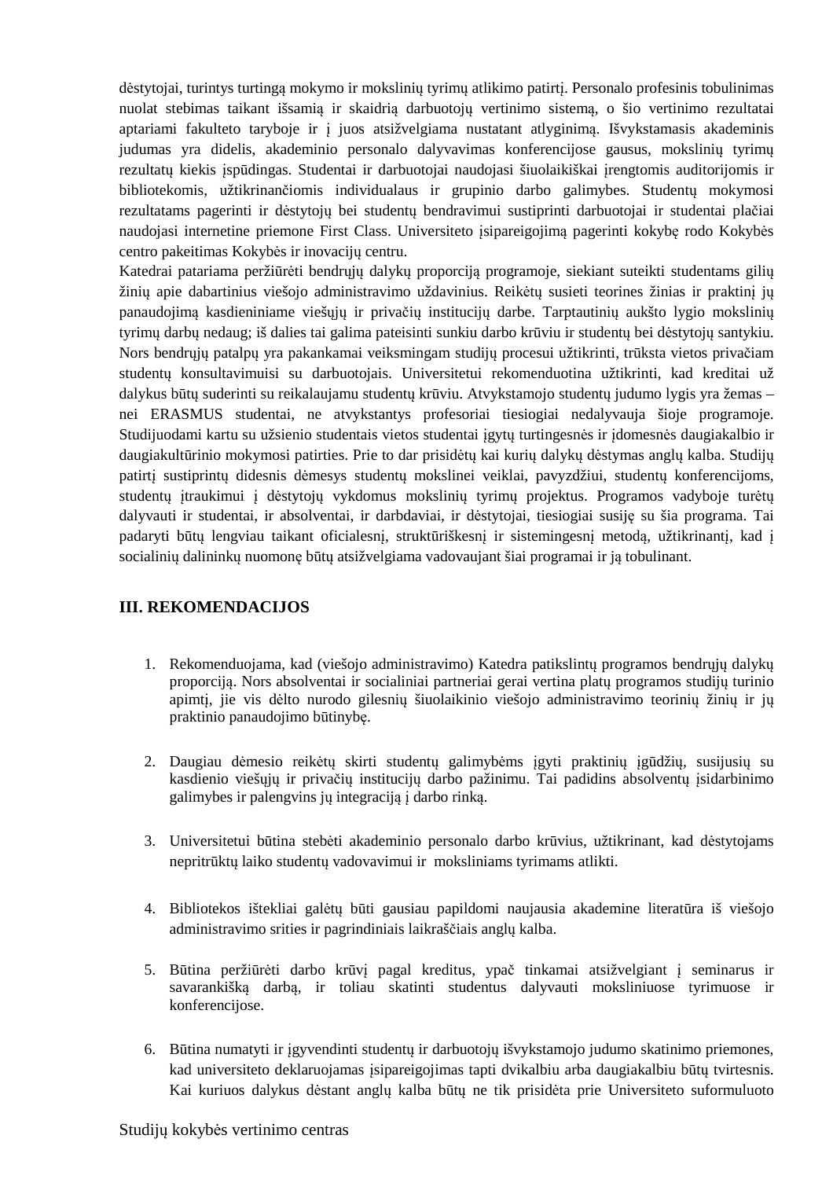dėstytojai, turintys turtingą mokymo ir mokslinių tyrimų atlikimo patirtį. Personalo profesinis tobulinimas nuolat stebimas taikant išsamią ir skaidrią darbuotojų vertinimo sistemą, o šio vertinimo rezultatai aptariami fakulteto taryboje ir į juos atsižvelgiama nustatant atlyginimą. Išvykstamasis akademinis judumas yra didelis, akademinio personalo dalyvavimas konferencijose gausus, mokslinių tyrimų rezultatų kiekis įspūdingas. Studentai ir darbuotojai naudojasi šiuolaikiškai įrengtomis auditorijomis ir bibliotekomis, užtikrinančiomis individualaus ir grupinio darbo galimybes. Studentų mokymosi rezultatams pagerinti ir dėstytojų bei studentų bendravimui sustiprinti darbuotojai ir studentai plačiai naudojasi internetine priemone First Class. Universiteto įsipareigojimą pagerinti kokybę rodo Kokybės centro pakeitimas Kokybės ir inovacijų centru.

Katedrai patariama peržiūrėti bendrųjų dalykų proporciją programoje, siekiant suteikti studentams gilių žinių apie dabartinius viešojo administravimo uždavinius. Reikėtų susieti teorines žinias ir praktinį jų panaudojimą kasdieniniame viešųjų ir privačių institucijų darbe. Tarptautinių aukšto lygio mokslinių tyrimų darbų nedaug; iš dalies tai galima pateisinti sunkiu darbo krūviu ir studentų bei dėstytojų santykiu. Nors bendrųjų patalpų yra pakankamai veiksmingam studijų procesui užtikrinti, trūksta vietos privačiam studentų konsultavimuisi su darbuotojais. Universitetui rekomenduotina užtikrinti, kad kreditai už dalykus būtų suderinti su reikalaujamu studentų krūviu. Atvykstamojo studentų judumo lygis yra žemas – nei ERASMUS studentai, ne atvykstantys profesoriai tiesiogiai nedalyvauja šioje programoje. Studijuodami kartu su užsienio studentais vietos studentai įgytų turtingesnės ir įdomesnės daugiakalbio ir daugiakultūrinio mokymosi patirties. Prie to dar prisidėtų kai kurių dalykų dėstymas anglų kalba. Studijų patirtį sustiprintų didesnis dėmesys studentų mokslinei veiklai, pavyzdžiui, studentų konferencijoms, studentų įtraukimui į dėstytojų vykdomus mokslinių tyrimų projektus. Programos vadyboje turėtų dalyvauti ir studentai, ir absolventai, ir darbdaviai, ir dėstytojai, tiesiogiai susiję su šia programa. Tai padaryti būtų lengviau taikant oficialesnį, struktūriškesnį ir sistemingesnį metodą, užtikrinantį, kad į socialinių dalininkų nuomonę būtų atsižvelgiama vadovaujant šiai programai ir ją tobulinant.

## III. REKOMENDACIJOS

1. Rekomenduojama, kad (viešojo administravimo) Katedra patikslintų programos bendrųjų dalykų proporciją. Nors absolventai ir socialiniai partneriai gerai vertina platų programos studijų turinio apimtį, jie vis dėlto nurodo gilesnių šiuolaikinio viešojo administravimo teorinių žinių ir jų praktinio panaudojimo būtinybę.

2. Daugiau dėmesio reikėtų skirti studentų galimybėms įgyti praktinių įgūdžių, susijusių su kasdienio viešųjų ir privačių institucijų darbo pažinimu. Tai padidins absolventų įsidarbinimo galimybes ir palengvins jų integraciją į darbo rinką.

3. Universitetui būtina stebėti akademinio personalo darbo krūvius, užtikrinant, kad dėstytojams nepritrūktų laiko studentų vadovavimui ir moksliniams tyrimams atlikti.

4. Bibliotekos ištekliai galėtų būti gausiau papildomi naujausia akademine literatūra iš viešojo administravimo srities ir pagrindiniais laikraščiais anglų kalba.

5. Būtina peržiūrėti darbo krūvį pagal kreditus, ypač tinkamai atsižvelgiant į seminarus ir savarankišką darbą, ir toliau skatinti studentus dalyvauti moksliniuose tyrimuose ir konferencijose.

6. Būtina numatyti ir įgyvendinti studentų ir darbuotojų išvykstamojo judumo skatinimo priemones, kad universiteto deklaruojamas įsipareigojimas tapti dvikalbiu arba daugiakalbiu būtų tvirtesnis. Kai kuriuos dalykus dėstant anglų kalba būtų ne tik prisidėta prie Universiteto suformuluoto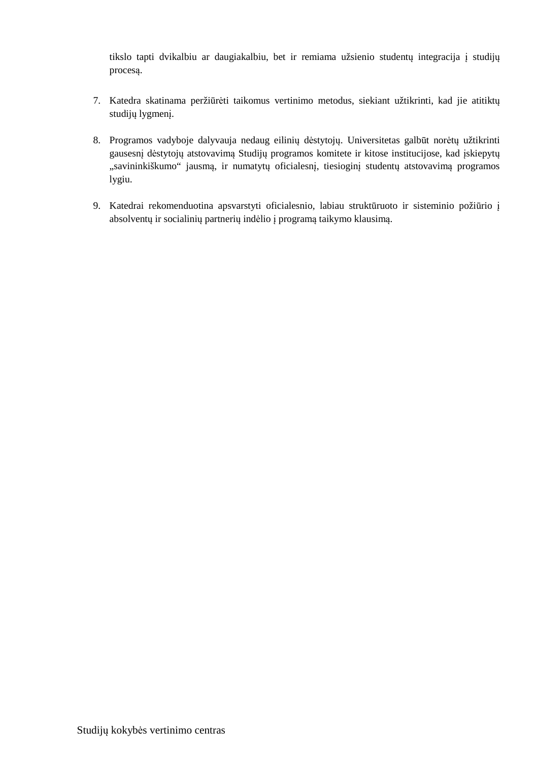tikslo tapti dvikalbiu ar daugiakalbiu, bet ir remiama užsienio studentų integracija į studijų procesą.

7. Katedra skatinama peržiūrėti taikomus vertinimo metodus, siekiant užtikrinti, kad jie atitiktų studijų lygmenį.

8. Programos vadyboje dalyvauja nedaug eilinių dėstytojų. Universitetas galbūt norėtų užtikrinti gausesnį dėstytojų atstovavimą Studijų programos komitete ir kitose institucijose, kad įskiepytų „savininkiškumo“ jausmą, ir numatytų oficialesnį, tiesioginį studentų atstovavimą programos lygiu.

9. Katedrai rekomenduotina apsvarstyti oficialesnio, labiau struktūruoto ir sisteminio požiūrio į absolventų ir socialinių partnerių indėlio į programą taikymo klausimą.